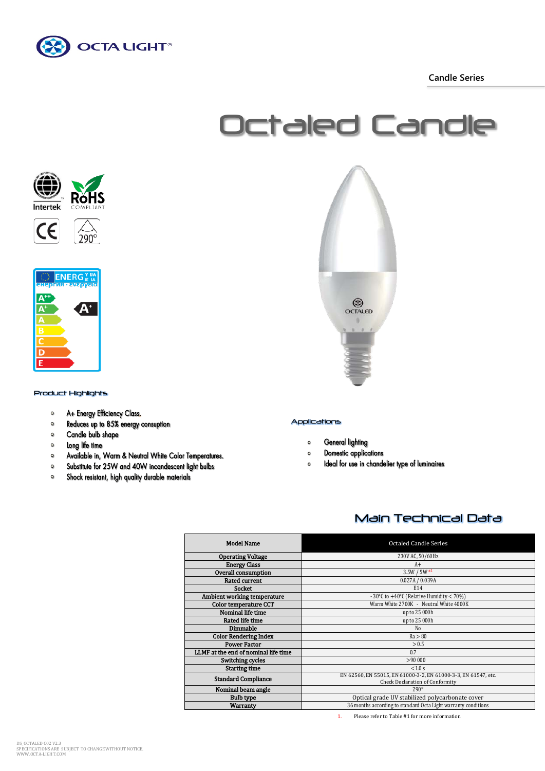Candle Series

# Octaled Candle

### Product Highlights

- A+ Energy Efficiency Class.
- Reduces up to 85% energy consuption
- Candle bulb shape
- Long life time
- Available in, Warm & Neutral White Color Temperatures.
- Substitute for 25W and 40W incandescent light bulbs
- Shock resistant, high quality durable materials

### Applications

- General lighting
- Domestic applications
- Ideal for use in chandelier type of luminaires

## Main Technical Data

| Model Name | Octaled Candle Series |
|---|---|
| Operating Voltage | 230V AC, 50/60Hz |
| Energy Class | A+ |
| Overall consumption | 3.5W / 5W [*1] |
| Rated current | 0.027A / 0.039A |
| Socket | E14 |
| Ambient working temperature | -30°C to +40°C (Relative Humidity < 70%) |
| Color temperature CCT | Warm White 2700K - Neutral White 4000K |
| Nominal life time | up to 25 000h |
| Rated life time | up to 25 000h |
| Dimmable | No |
| Color Rendering Index | Ra > 80 |
| Power Factor | > 0.5 |
| LLMF at the end of nominal life time | 0.7 |
| Switching cycles | >90 000 |
| Starting time | <1.0 s |
| Standard Compliance | EN 62560, EN 55015, EN 61000-3-2, EN 61000-3-3, EN 61547, etc. Check Declaration of Conformity |
| Nominal beam angle | 290° |
| Bulb type | Optical grade UV stabilized polycarbonate cover |
| Warranty | 36 months according to standard Octa Light warranty conditions |

1. Please refer to Table #1 for more information

DS_OCTALED C02 V2.3
SPECIFICATIONS ARE SUBJECT TO CHANGE WITHOUT NOTICE.
WWW.OCTA-LIGHT.COM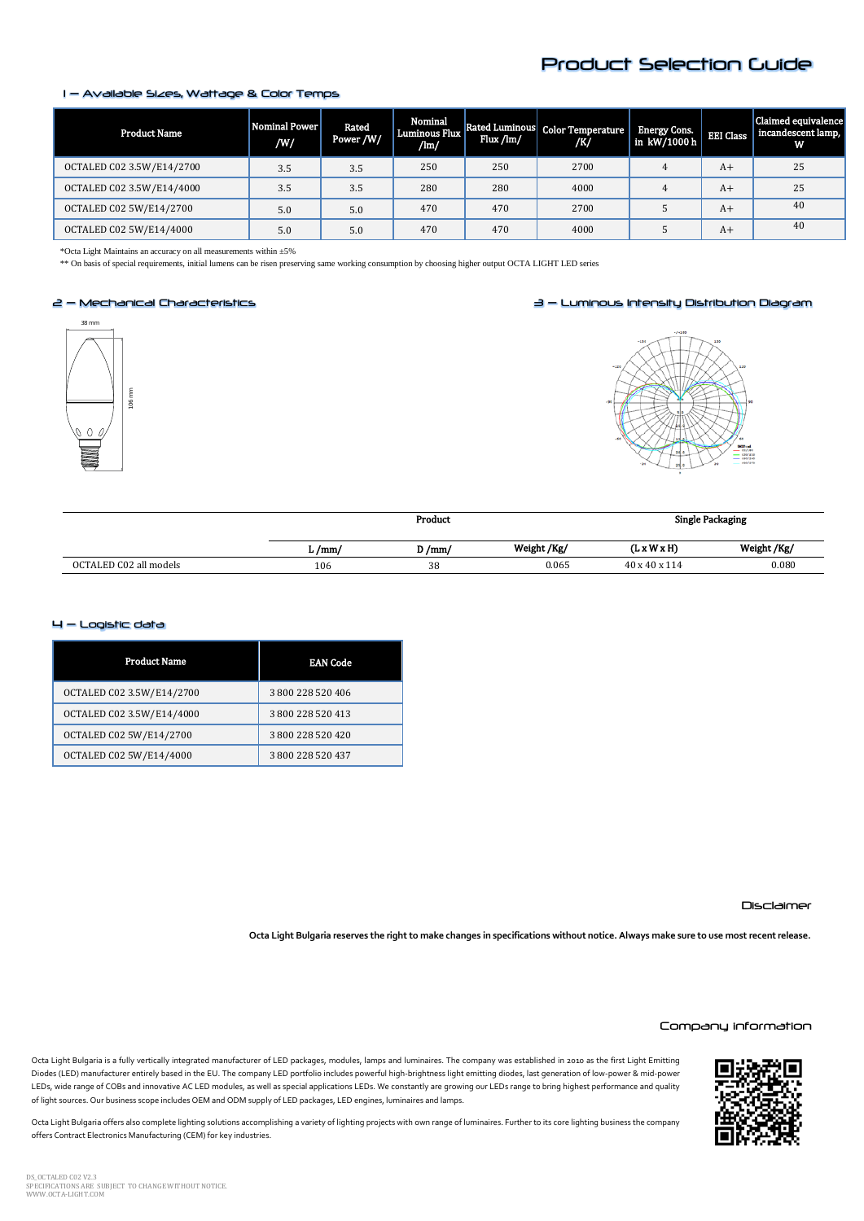# Product Selection Guide

## 1 – Available Sizes, Wattage & Color Temps

| Product Name | Nominal Power /W/ | Rated Power /W/ | Nominal Luminous Flux /lm/ | Rated Luminous Flux /lm/ | Color Temperature /K/ | Energy Cons. in kW/1000 h | EEI Class | Claimed equivalence incandescent lamp, W |
|---|---|---|---|---|---|---|---|---|
| OCTALED C02 3.5W/E14/2700 | 3.5 | 3.5 | 250 | 250 | 2700 | 4 | A+ | 25 |
| OCTALED C02 3.5W/E14/4000 | 3.5 | 3.5 | 280 | 280 | 4000 | 4 | A+ | 25 |
| OCTALED C02 5W/E14/2700 | 5.0 | 5.0 | 470 | 470 | 2700 | 5 | A+ | 40 |
| OCTALED C02 5W/E14/4000 | 5.0 | 5.0 | 470 | 470 | 4000 | 5 | A+ | 40 |

*Octa Light Maintains an accuracy on all measurements within ±5%

** On basis of special requirements, initial lumens can be risen preserving same working consumption by choosing higher output OCTA LIGHT LED series

## 2 – Mechanical Characteristics

38 mm

106 mm

## 3 – Luminous Intensity Distribution Diagram

| | Product | | | Single Packaging | |
|---|---|---|---|---|---|
| | L /mm/ | D /mm/ | Weight /Kg/ | (L x W x H) | Weight /Kg/ |
| OCTALED C02 all models | 106 | 38 | 0.065 | 40 x 40 x 114 | 0.080 |

## 4 – Logistic data

| Product Name | EAN Code |
|---|---|
| OCTALED C02 3.5W/E14/2700 | 3 800 228 520 406 |
| OCTALED C02 3.5W/E14/4000 | 3 800 228 520 413 |
| OCTALED C02 5W/E14/2700 | 3 800 228 520 420 |
| OCTALED C02 5W/E14/4000 | 3 800 228 520 437 |

## Disclaimer

**Octa Light Bulgaria reserves the right to make changes in specifications without notice. Always make sure to use most recent release.**

## Company information

Octa Light Bulgaria is a fully vertically integrated manufacturer of LED packages, modules, lamps and luminaires. The company was established in 2010 as the first Light Emitting Diodes (LED) manufacturer entirely based in the EU. The company LED portfolio includes powerful high-brightness light emitting diodes, last generation of low-power & mid-power LEDs, wide range of COBs and innovative AC LED modules, as well as special applications LEDs. We constantly are growing our LEDs range to bring highest performance and quality of light sources. Our business scope includes OEM and ODM supply of LED packages, LED engines, luminaires and lamps.

Octa Light Bulgaria offers also complete lighting solutions accomplishing a variety of lighting projects with own range of luminaires. Further to its core lighting business the company offers Contract Electronics Manufacturing (CEM) for key industries.

DS_OCTALED C02 V2.3
SPECIFICATIONS ARE SUBJECT TO CHANGE WITHOUT NOTICE.
WWW.OCTA-LIGHT.COM